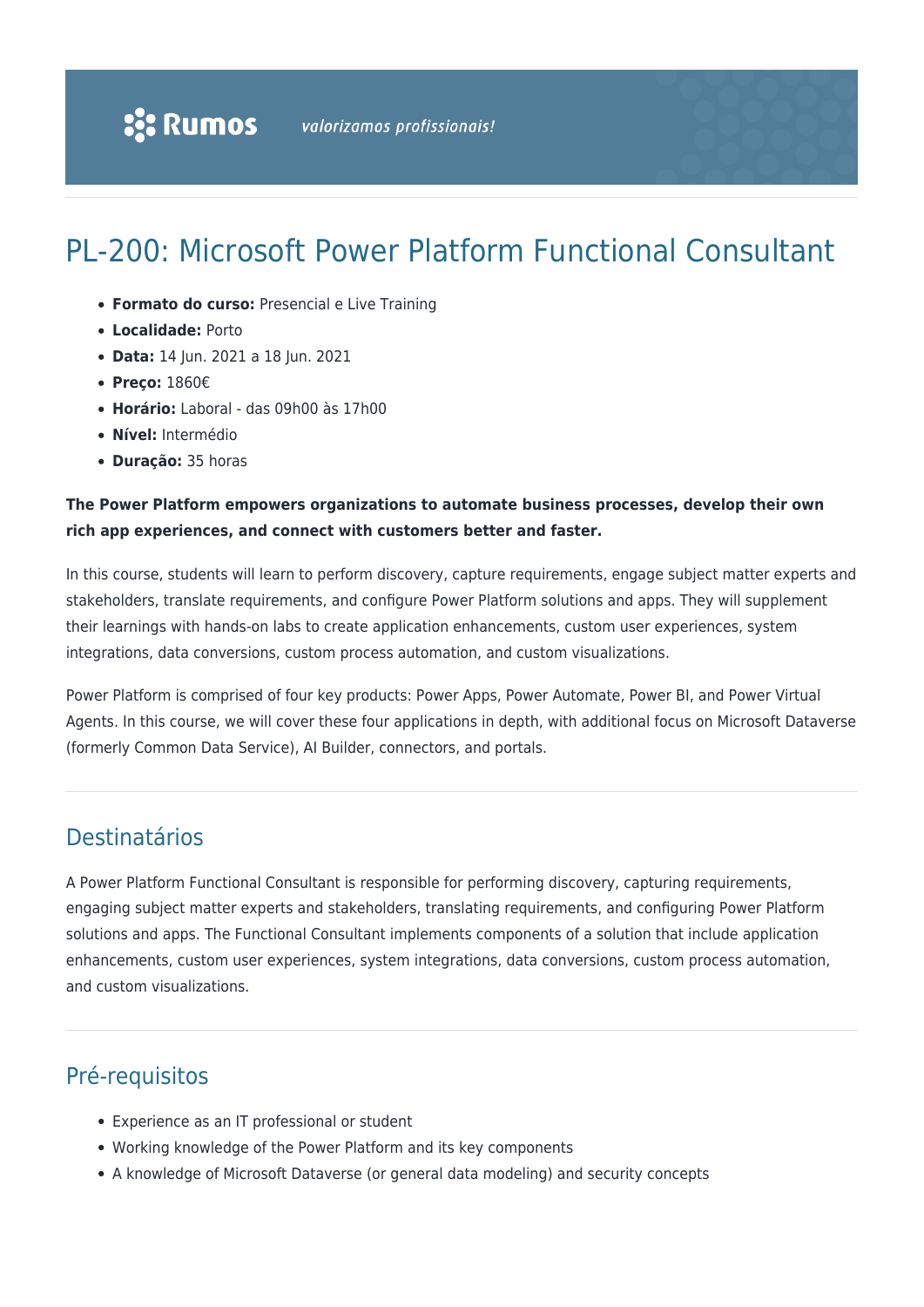# PL-200: Microsoft Power Platform Functional Consultant

- **Formato do curso:** Presencial e Live Training
- **Localidade:** Porto
- **Data:** 14 Jun. 2021 a 18 Jun. 2021
- **Preço:** 1860€
- **Horário:** Laboral - das 09h00 às 17h00
- **Nível:** Intermédio
- **Duração:** 35 horas

**The Power Platform empowers organizations to automate business processes, develop their own rich app experiences, and connect with customers better and faster.**

In this course, students will learn to perform discovery, capture requirements, engage subject matter experts and stakeholders, translate requirements, and configure Power Platform solutions and apps. They will supplement their learnings with hands-on labs to create application enhancements, custom user experiences, system integrations, data conversions, custom process automation, and custom visualizations.

Power Platform is comprised of four key products: Power Apps, Power Automate, Power BI, and Power Virtual Agents. In this course, we will cover these four applications in depth, with additional focus on Microsoft Dataverse (formerly Common Data Service), AI Builder, connectors, and portals.

## Destinatários

A Power Platform Functional Consultant is responsible for performing discovery, capturing requirements, engaging subject matter experts and stakeholders, translating requirements, and configuring Power Platform solutions and apps. The Functional Consultant implements components of a solution that include application enhancements, custom user experiences, system integrations, data conversions, custom process automation, and custom visualizations.

## Pré-requisitos

- Experience as an IT professional or student
- Working knowledge of the Power Platform and its key components
- A knowledge of Microsoft Dataverse (or general data modeling) and security concepts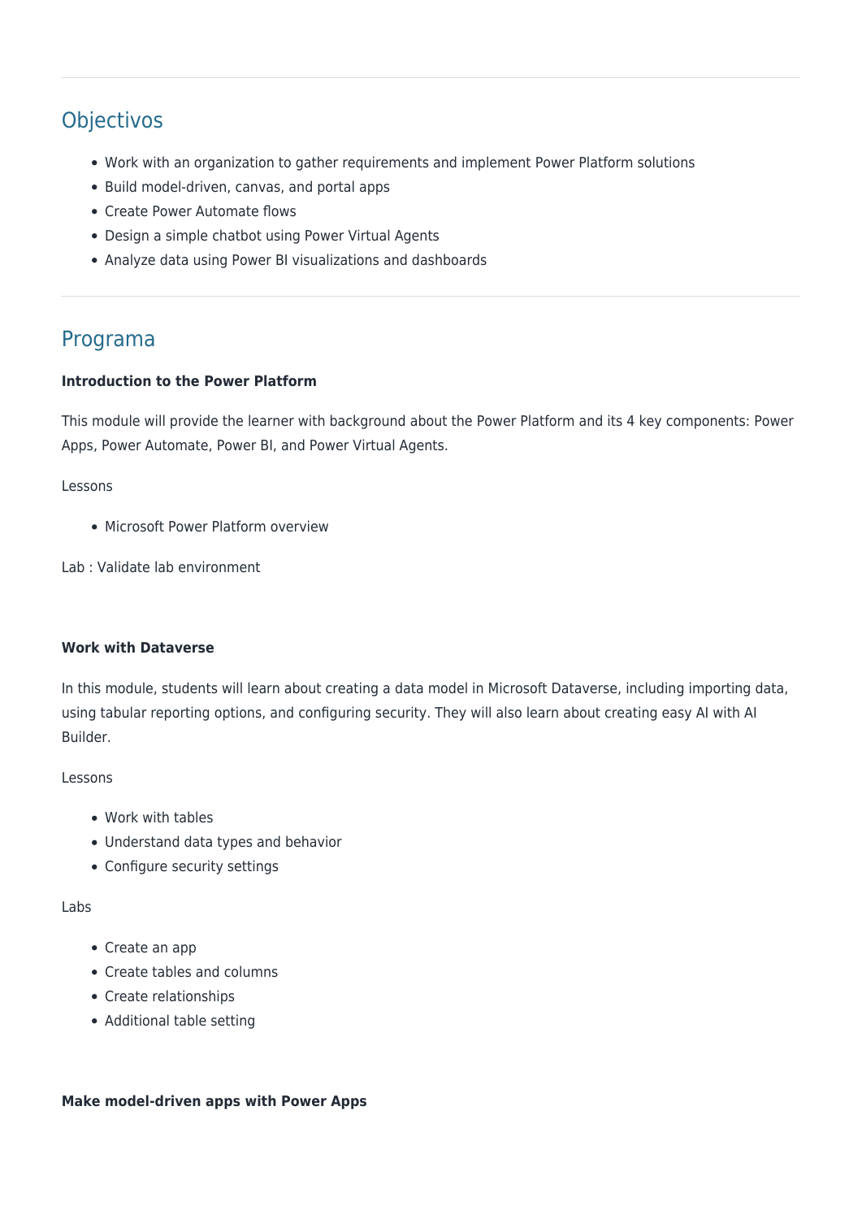## Objectivos

- Work with an organization to gather requirements and implement Power Platform solutions
- Build model-driven, canvas, and portal apps
- Create Power Automate flows
- Design a simple chatbot using Power Virtual Agents
- Analyze data using Power BI visualizations and dashboards

## Programa

**Introduction to the Power Platform**

This module will provide the learner with background about the Power Platform and its 4 key components: Power Apps, Power Automate, Power BI, and Power Virtual Agents.

Lessons

- Microsoft Power Platform overview

Lab : Validate lab environment

**Work with Dataverse**

In this module, students will learn about creating a data model in Microsoft Dataverse, including importing data, using tabular reporting options, and configuring security. They will also learn about creating easy AI with AI Builder.

Lessons

- Work with tables
- Understand data types and behavior
- Configure security settings

Labs

- Create an app
- Create tables and columns
- Create relationships
- Additional table setting

**Make model-driven apps with Power Apps**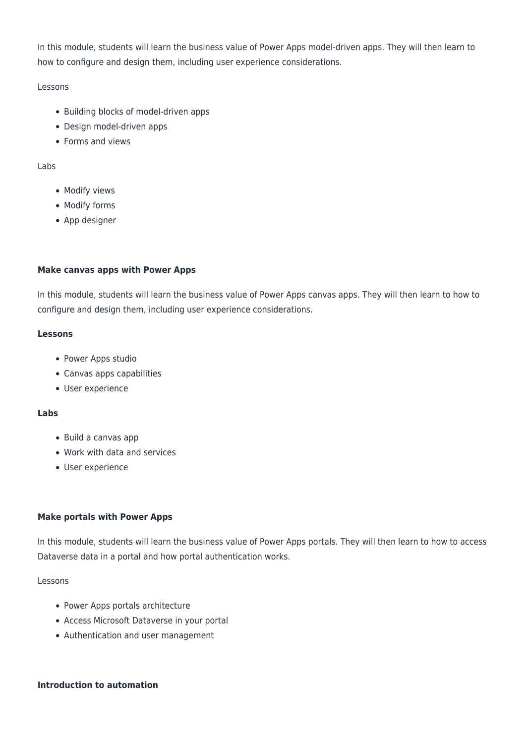In this module, students will learn the business value of Power Apps model-driven apps. They will then learn to how to configure and design them, including user experience considerations.

Lessons

- Building blocks of model-driven apps
- Design model-driven apps
- Forms and views

Labs

- Modify views
- Modify forms
- App designer

**Make canvas apps with Power Apps**

In this module, students will learn the business value of Power Apps canvas apps. They will then learn to how to configure and design them, including user experience considerations.

**Lessons**

- Power Apps studio
- Canvas apps capabilities
- User experience

**Labs**

- Build a canvas app
- Work with data and services
- User experience

**Make portals with Power Apps**

In this module, students will learn the business value of Power Apps portals. They will then learn to how to access Dataverse data in a portal and how portal authentication works.

Lessons

- Power Apps portals architecture
- Access Microsoft Dataverse in your portal
- Authentication and user management

**Introduction to automation**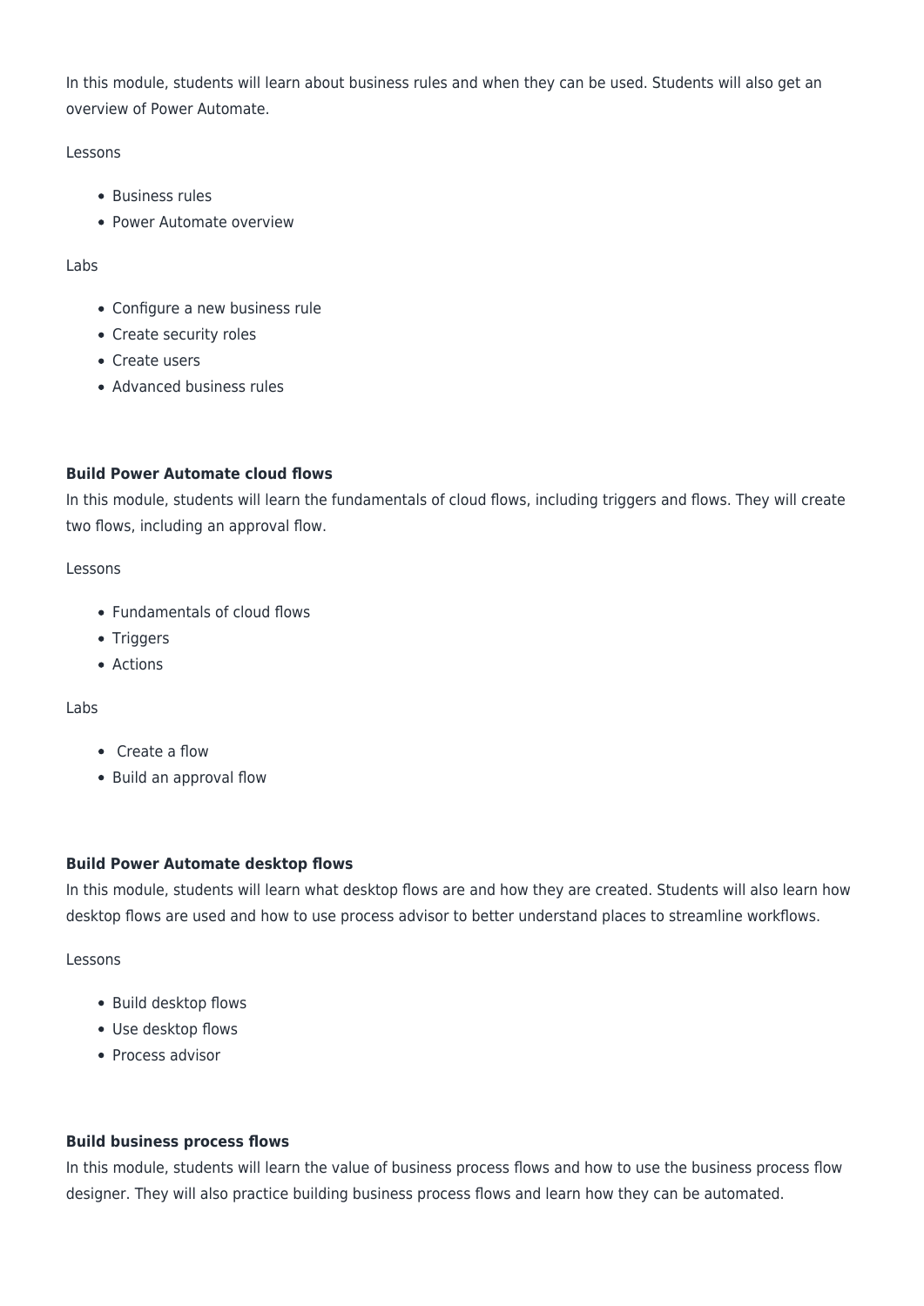In this module, students will learn about business rules and when they can be used. Students will also get an overview of Power Automate.

Lessons

- Business rules
- Power Automate overview

Labs

- Configure a new business rule
- Create security roles
- Create users
- Advanced business rules

**Build Power Automate cloud flows**

In this module, students will learn the fundamentals of cloud flows, including triggers and flows. They will create two flows, including an approval flow.

Lessons

- Fundamentals of cloud flows
- Triggers
- Actions

Labs

- Create a flow
- Build an approval flow

**Build Power Automate desktop flows**

In this module, students will learn what desktop flows are and how they are created. Students will also learn how desktop flows are used and how to use process advisor to better understand places to streamline workflows.

Lessons

- Build desktop flows
- Use desktop flows
- Process advisor

**Build business process flows**

In this module, students will learn the value of business process flows and how to use the business process flow designer. They will also practice building business process flows and learn how they can be automated.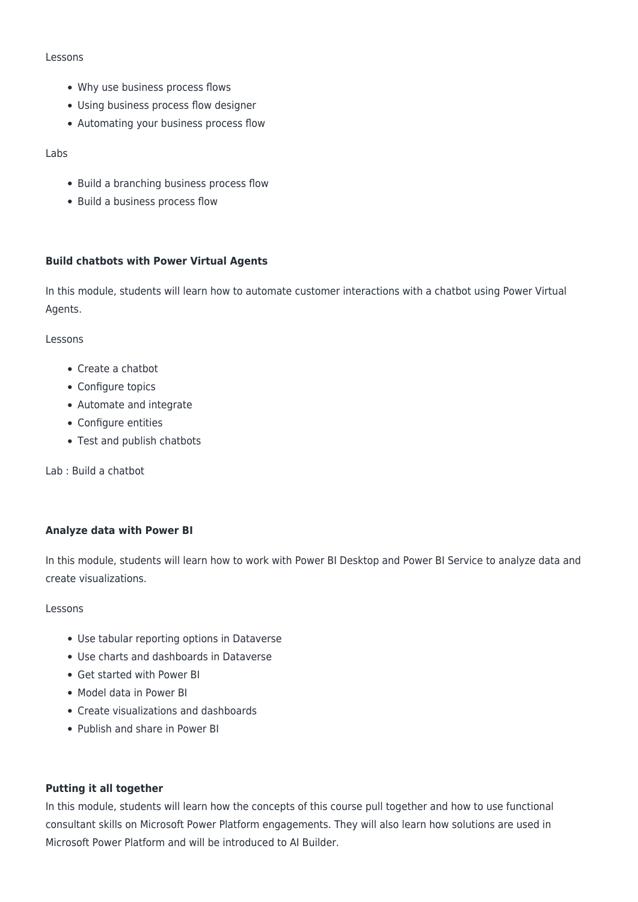Lessons

- Why use business process flows
- Using business process flow designer
- Automating your business process flow

Labs

- Build a branching business process flow
- Build a business process flow

**Build chatbots with Power Virtual Agents**

In this module, students will learn how to automate customer interactions with a chatbot using Power Virtual Agents.

Lessons

- Create a chatbot
- Configure topics
- Automate and integrate
- Configure entities
- Test and publish chatbots

Lab : Build a chatbot

**Analyze data with Power BI**

In this module, students will learn how to work with Power BI Desktop and Power BI Service to analyze data and create visualizations.

Lessons

- Use tabular reporting options in Dataverse
- Use charts and dashboards in Dataverse
- Get started with Power BI
- Model data in Power BI
- Create visualizations and dashboards
- Publish and share in Power BI

**Putting it all together**

In this module, students will learn how the concepts of this course pull together and how to use functional consultant skills on Microsoft Power Platform engagements. They will also learn how solutions are used in Microsoft Power Platform and will be introduced to AI Builder.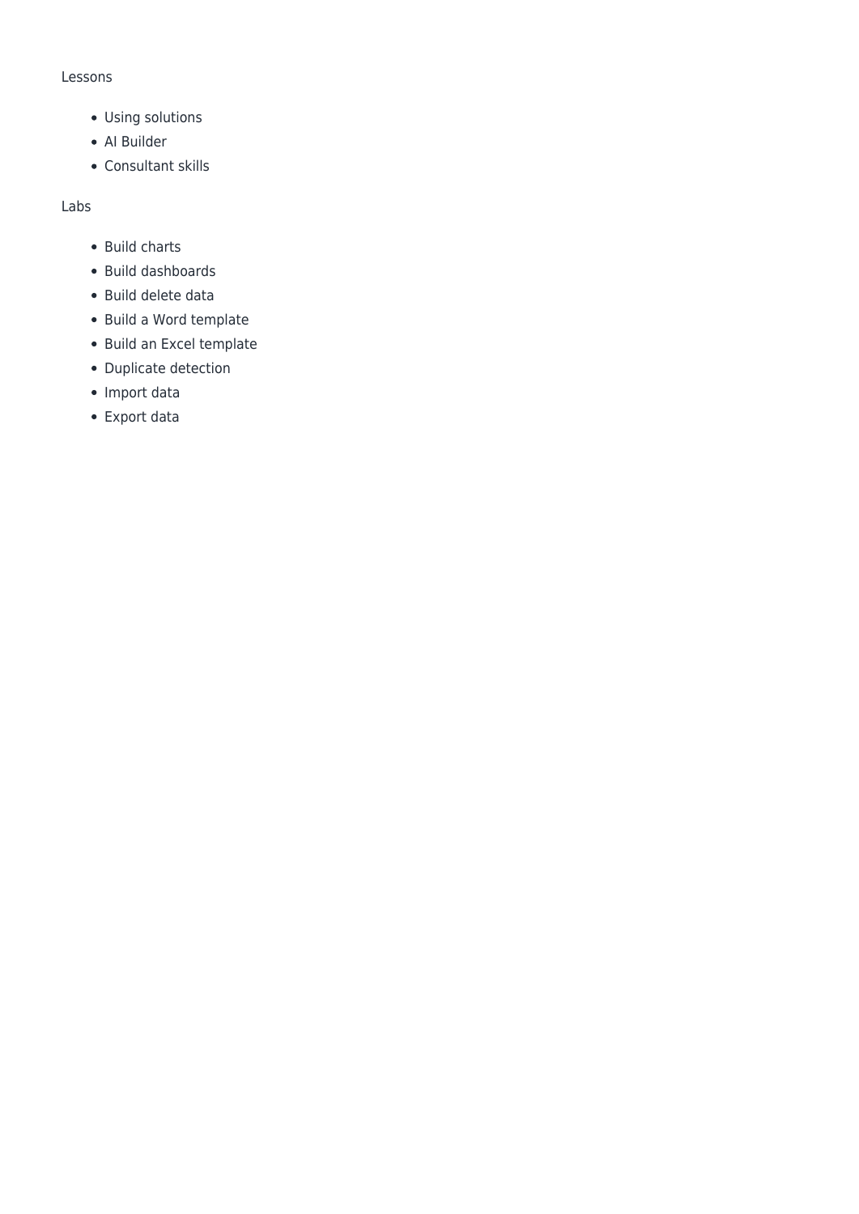Lessons

- Using solutions
- AI Builder
- Consultant skills

Labs

- Build charts
- Build dashboards
- Build delete data
- Build a Word template
- Build an Excel template
- Duplicate detection
- Import data
- Export data